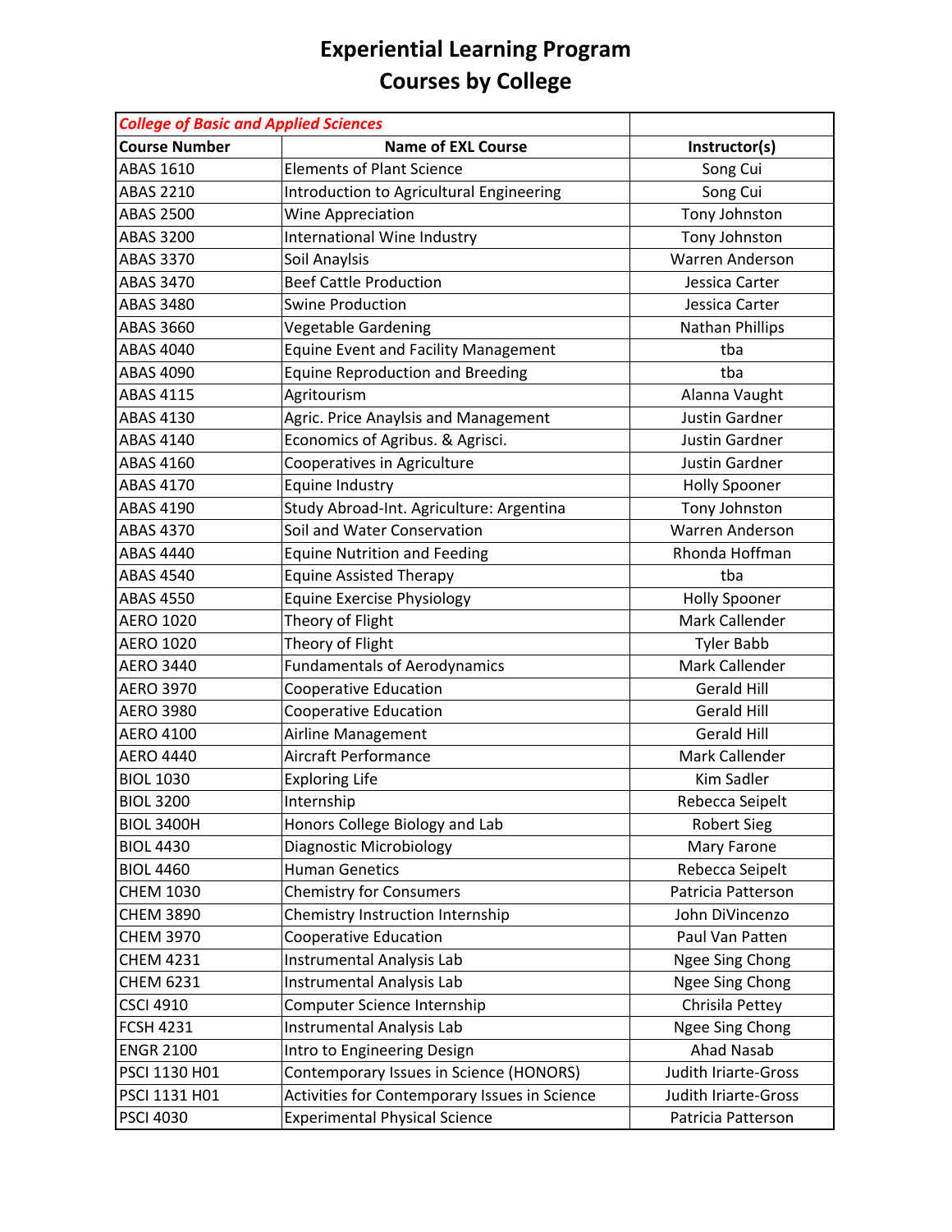# Experiential Learning Program
# Courses by College

| *College of Basic and Applied Sciences* | | |
|---|---|---|
| **Course Number** | **Name of EXL Course** | **Instructor(s)** |
| ABAS 1610 | Elements of Plant Science | Song Cui |
| ABAS 2210 | Introduction to Agricultural Engineering | Song Cui |
| ABAS 2500 | Wine Appreciation | Tony Johnston |
| ABAS 3200 | International Wine Industry | Tony Johnston |
| ABAS 3370 | Soil Anaylsis | Warren Anderson |
| ABAS 3470 | Beef Cattle Production | Jessica Carter |
| ABAS 3480 | Swine Production | Jessica Carter |
| ABAS 3660 | Vegetable Gardening | Nathan Phillips |
| ABAS 4040 | Equine Event and Facility Management | tba |
| ABAS 4090 | Equine Reproduction and Breeding | tba |
| ABAS 4115 | Agritourism | Alanna Vaught |
| ABAS 4130 | Agric. Price Anaylsis and Management | Justin Gardner |
| ABAS 4140 | Economics of Agribus. & Agrisci. | Justin Gardner |
| ABAS 4160 | Cooperatives in Agriculture | Justin Gardner |
| ABAS 4170 | Equine Industry | Holly Spooner |
| ABAS 4190 | Study Abroad-Int. Agriculture: Argentina | Tony Johnston |
| ABAS 4370 | Soil and Water Conservation | Warren Anderson |
| ABAS 4440 | Equine Nutrition and Feeding | Rhonda Hoffman |
| ABAS 4540 | Equine Assisted Therapy | tba |
| ABAS 4550 | Equine Exercise Physiology | Holly Spooner |
| AERO 1020 | Theory of Flight | Mark Callender |
| AERO 1020 | Theory of Flight | Tyler Babb |
| AERO 3440 | Fundamentals of Aerodynamics | Mark Callender |
| AERO 3970 | Cooperative Education | Gerald Hill |
| AERO 3980 | Cooperative Education | Gerald Hill |
| AERO 4100 | Airline Management | Gerald Hill |
| AERO 4440 | Aircraft Performance | Mark Callender |
| BIOL 1030 | Exploring Life | Kim Sadler |
| BIOL 3200 | Internship | Rebecca Seipelt |
| BIOL 3400H | Honors College Biology and Lab | Robert Sieg |
| BIOL 4430 | Diagnostic Microbiology | Mary Farone |
| BIOL 4460 | Human Genetics | Rebecca Seipelt |
| CHEM 1030 | Chemistry for Consumers | Patricia Patterson |
| CHEM 3890 | Chemistry Instruction Internship | John DiVincenzo |
| CHEM 3970 | Cooperative Education | Paul Van Patten |
| CHEM 4231 | Instrumental Analysis Lab | Ngee Sing Chong |
| CHEM 6231 | Instrumental Analysis Lab | Ngee Sing Chong |
| CSCI 4910 | Computer Science Internship | Chrisila Pettey |
| FCSH 4231 | Instrumental Analysis Lab | Ngee Sing Chong |
| ENGR 2100 | Intro to Engineering Design | Ahad Nasab |
| PSCI 1130 H01 | Contemporary Issues in Science (HONORS) | Judith Iriarte-Gross |
| PSCI 1131 H01 | Activities for Contemporary Issues in Science | Judith Iriarte-Gross |
| PSCI 4030 | Experimental Physical Science | Patricia Patterson |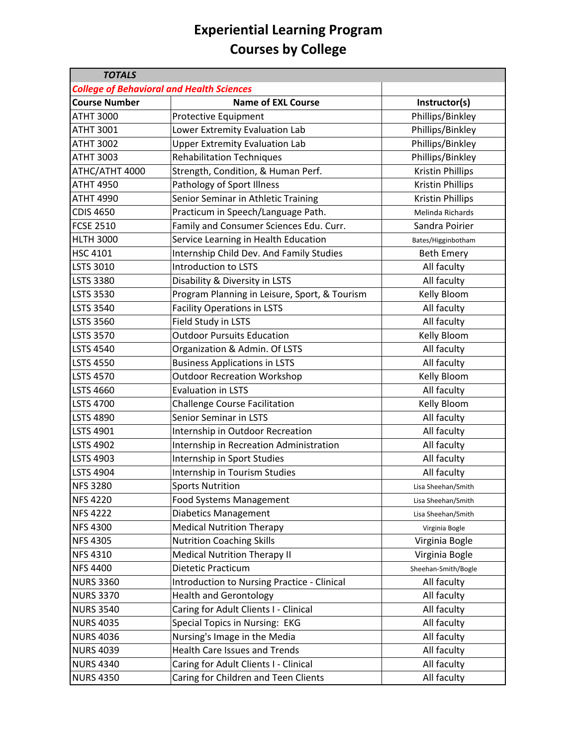# Experiential Learning Program
# Courses by College

| ***TOTALS*** | | |
|---|---|---|
| ***College of Behavioral and Health Sciences*** | | |
| **Course Number** | **Name of EXL Course** | **Instructor(s)** |
| ATHT 3000 | Protective Equipment | Phillips/Binkley |
| ATHT 3001 | Lower Extremity Evaluation Lab | Phillips/Binkley |
| ATHT 3002 | Upper Extremity Evaluation Lab | Phillips/Binkley |
| ATHT 3003 | Rehabilitation Techniques | Phillips/Binkley |
| ATHC/ATHT 4000 | Strength, Condition, & Human Perf. | Kristin Phillips |
| ATHT 4950 | Pathology of Sport Illness | Kristin Phillips |
| ATHT 4990 | Senior Seminar in Athletic Training | Kristin Phillips |
| CDIS 4650 | Practicum in Speech/Language Path. | Melinda Richards |
| FCSE 2510 | Family and Consumer Sciences Edu. Curr. | Sandra Poirier |
| HLTH 3000 | Service Learning in Health Education | Bates/Higginbotham |
| HSC 4101 | Internship Child Dev. And Family Studies | Beth Emery |
| LSTS 3010 | Introduction to LSTS | All faculty |
| LSTS 3380 | Disability & Diversity in LSTS | All faculty |
| LSTS 3530 | Program Planning in Leisure, Sport, & Tourism | Kelly Bloom |
| LSTS 3540 | Facility Operations in LSTS | All faculty |
| LSTS 3560 | Field Study in LSTS | All faculty |
| LSTS 3570 | Outdoor Pursuits Education | Kelly Bloom |
| LSTS 4540 | Organization & Admin. Of LSTS | All faculty |
| LSTS 4550 | Business Applications in LSTS | All faculty |
| LSTS 4570 | Outdoor Recreation Workshop | Kelly Bloom |
| LSTS 4660 | Evaluation in LSTS | All faculty |
| LSTS 4700 | Challenge Course Facilitation | Kelly Bloom |
| LSTS 4890 | Senior Seminar in LSTS | All faculty |
| LSTS 4901 | Internship in Outdoor Recreation | All faculty |
| LSTS 4902 | Internship in Recreation Administration | All faculty |
| LSTS 4903 | Internship in Sport Studies | All faculty |
| LSTS 4904 | Internship in Tourism Studies | All faculty |
| NFS 3280 | Sports Nutrition | Lisa Sheehan/Smith |
| NFS 4220 | Food Systems Management | Lisa Sheehan/Smith |
| NFS 4222 | Diabetics Management | Lisa Sheehan/Smith |
| NFS 4300 | Medical Nutrition Therapy | Virginia Bogle |
| NFS 4305 | Nutrition Coaching Skills | Virginia Bogle |
| NFS 4310 | Medical Nutrition Therapy II | Virginia Bogle |
| NFS 4400 | Dietetic Practicum | Sheehan-Smith/Bogle |
| NURS 3360 | Introduction to Nursing Practice - Clinical | All faculty |
| NURS 3370 | Health and Gerontology | All faculty |
| NURS 3540 | Caring for Adult Clients I - Clinical | All faculty |
| NURS 4035 | Special Topics in Nursing: EKG | All faculty |
| NURS 4036 | Nursing's Image in the Media | All faculty |
| NURS 4039 | Health Care Issues and Trends | All faculty |
| NURS 4340 | Caring for Adult Clients I - Clinical | All faculty |
| NURS 4350 | Caring for Children and Teen Clients | All faculty |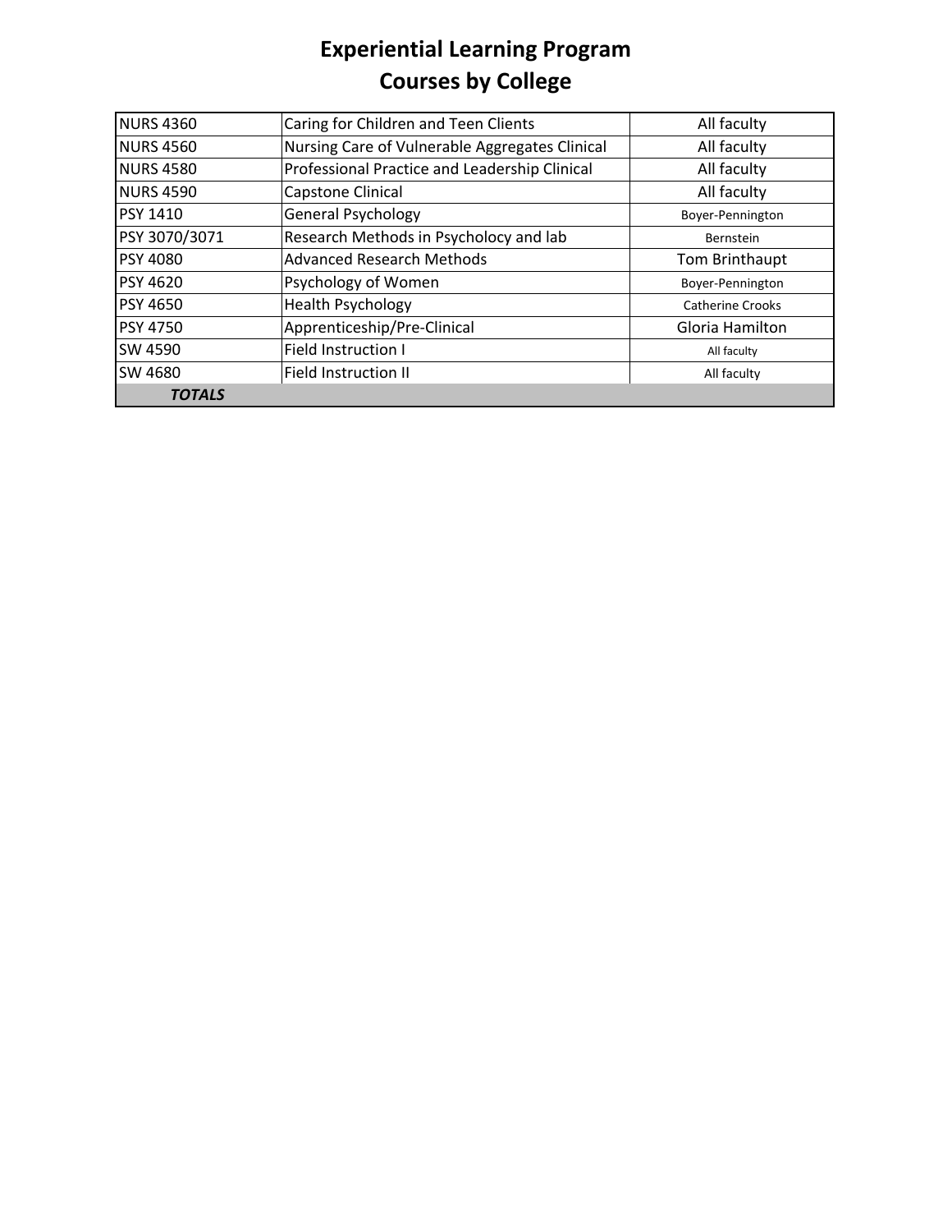# Experiential Learning Program
## Courses by College

| | | |
|---|---|---|
| NURS 4360 | Caring for Children and Teen Clients | All faculty |
| NURS 4560 | Nursing Care of Vulnerable Aggregates Clinical | All faculty |
| NURS 4580 | Professional Practice and Leadership Clinical | All faculty |
| NURS 4590 | Capstone Clinical | All faculty |
| PSY 1410 | General Psychology | Boyer-Pennington |
| PSY 3070/3071 | Research Methods in Psycholocy and lab | Bernstein |
| PSY 4080 | Advanced Research Methods | Tom Brinthaupt |
| PSY 4620 | Psychology of Women | Boyer-Pennington |
| PSY 4650 | Health Psychology | Catherine Crooks |
| PSY 4750 | Apprenticeship/Pre-Clinical | Gloria Hamilton |
| SW 4590 | Field Instruction I | All faculty |
| SW 4680 | Field Instruction II | All faculty |
| ***TOTALS*** | | |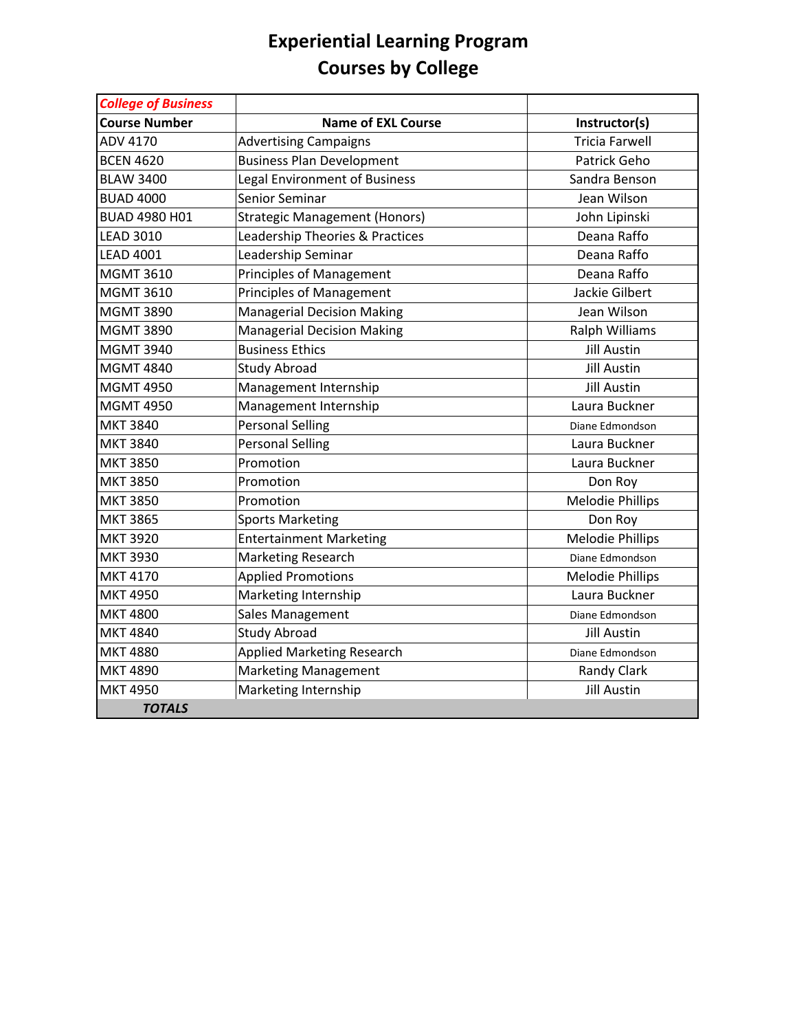# Experiential Learning Program
## Courses by College

| *College of Business* | | |
|---|---|---|
| **Course Number** | **Name of EXL Course** | **Instructor(s)** |
| ADV 4170 | Advertising Campaigns | Tricia Farwell |
| BCEN 4620 | Business Plan Development | Patrick Geho |
| BLAW 3400 | Legal Environment of Business | Sandra Benson |
| BUAD 4000 | Senior Seminar | Jean Wilson |
| BUAD 4980 H01 | Strategic Management (Honors) | John Lipinski |
| LEAD 3010 | Leadership Theories & Practices | Deana Raffo |
| LEAD 4001 | Leadership Seminar | Deana Raffo |
| MGMT 3610 | Principles of Management | Deana Raffo |
| MGMT 3610 | Principles of Management | Jackie Gilbert |
| MGMT 3890 | Managerial Decision Making | Jean Wilson |
| MGMT 3890 | Managerial Decision Making | Ralph Williams |
| MGMT 3940 | Business Ethics | Jill Austin |
| MGMT 4840 | Study Abroad | Jill Austin |
| MGMT 4950 | Management Internship | Jill Austin |
| MGMT 4950 | Management Internship | Laura Buckner |
| MKT 3840 | Personal Selling | Diane Edmondson |
| MKT 3840 | Personal Selling | Laura Buckner |
| MKT 3850 | Promotion | Laura Buckner |
| MKT 3850 | Promotion | Don Roy |
| MKT 3850 | Promotion | Melodie Phillips |
| MKT 3865 | Sports Marketing | Don Roy |
| MKT 3920 | Entertainment Marketing | Melodie Phillips |
| MKT 3930 | Marketing Research | Diane Edmondson |
| MKT 4170 | Applied Promotions | Melodie Phillips |
| MKT 4950 | Marketing Internship | Laura Buckner |
| MKT 4800 | Sales Management | Diane Edmondson |
| MKT 4840 | Study Abroad | Jill Austin |
| MKT 4880 | Applied Marketing Research | Diane Edmondson |
| MKT 4890 | Marketing Management | Randy Clark |
| MKT 4950 | Marketing Internship | Jill Austin |
| ***TOTALS*** | | |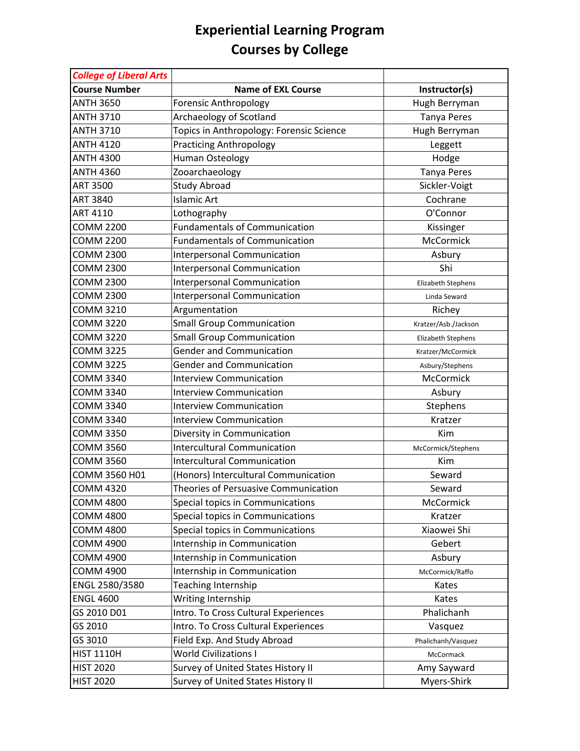# Experiential Learning Program
## Courses by College

| *College of Liberal Arts* | | |
|---|---|---|
| **Course Number** | **Name of EXL Course** | **Instructor(s)** |
| ANTH 3650 | Forensic Anthropology | Hugh Berryman |
| ANTH 3710 | Archaeology of Scotland | Tanya Peres |
| ANTH 3710 | Topics in Anthropology: Forensic Science | Hugh Berryman |
| ANTH 4120 | Practicing Anthropology | Leggett |
| ANTH 4300 | Human Osteology | Hodge |
| ANTH 4360 | Zooarchaeology | Tanya Peres |
| ART 3500 | Study Abroad | Sickler-Voigt |
| ART 3840 | Islamic Art | Cochrane |
| ART 4110 | Lothography | O'Connor |
| COMM 2200 | Fundamentals of Communication | Kissinger |
| COMM 2200 | Fundamentals of Communication | McCormick |
| COMM 2300 | Interpersonal Communication | Asbury |
| COMM 2300 | Interpersonal Communication | Shi |
| COMM 2300 | Interpersonal Communication | Elizabeth Stephens |
| COMM 2300 | Interpersonal Communication | Linda Seward |
| COMM 3210 | Argumentation | Richey |
| COMM 3220 | Small Group Communication | Kratzer/Asb./Jackson |
| COMM 3220 | Small Group Communication | Elizabeth Stephens |
| COMM 3225 | Gender and Communication | Kratzer/McCormick |
| COMM 3225 | Gender and Communication | Asbury/Stephens |
| COMM 3340 | Interview Communication | McCormick |
| COMM 3340 | Interview Communication | Asbury |
| COMM 3340 | Interview Communication | Stephens |
| COMM 3340 | Interview Communication | Kratzer |
| COMM 3350 | Diversity in Communication | Kim |
| COMM 3560 | Intercultural Communication | McCormick/Stephens |
| COMM 3560 | Intercultural Communication | Kim |
| COMM 3560 H01 | (Honors) Intercultural Communication | Seward |
| COMM 4320 | Theories of Persuasive Communication | Seward |
| COMM 4800 | Special topics in Communications | McCormick |
| COMM 4800 | Special topics in Communications | Kratzer |
| COMM 4800 | Special topics in Communications | Xiaowei Shi |
| COMM 4900 | Internship in Communication | Gebert |
| COMM 4900 | Internship in Communication | Asbury |
| COMM 4900 | Internship in Communication | McCormick/Raffo |
| ENGL 2580/3580 | Teaching Internship | Kates |
| ENGL 4600 | Writing Internship | Kates |
| GS 2010 D01 | Intro. To Cross Cultural Experiences | Phalichanh |
| GS 2010 | Intro. To Cross Cultural Experiences | Vasquez |
| GS 3010 | Field Exp. And Study Abroad | Phalichanh/Vasquez |
| HIST 1110H | World Civilizations I | McCormack |
| HIST 2020 | Survey of United States History II | Amy Sayward |
| HIST 2020 | Survey of United States History II | Myers-Shirk |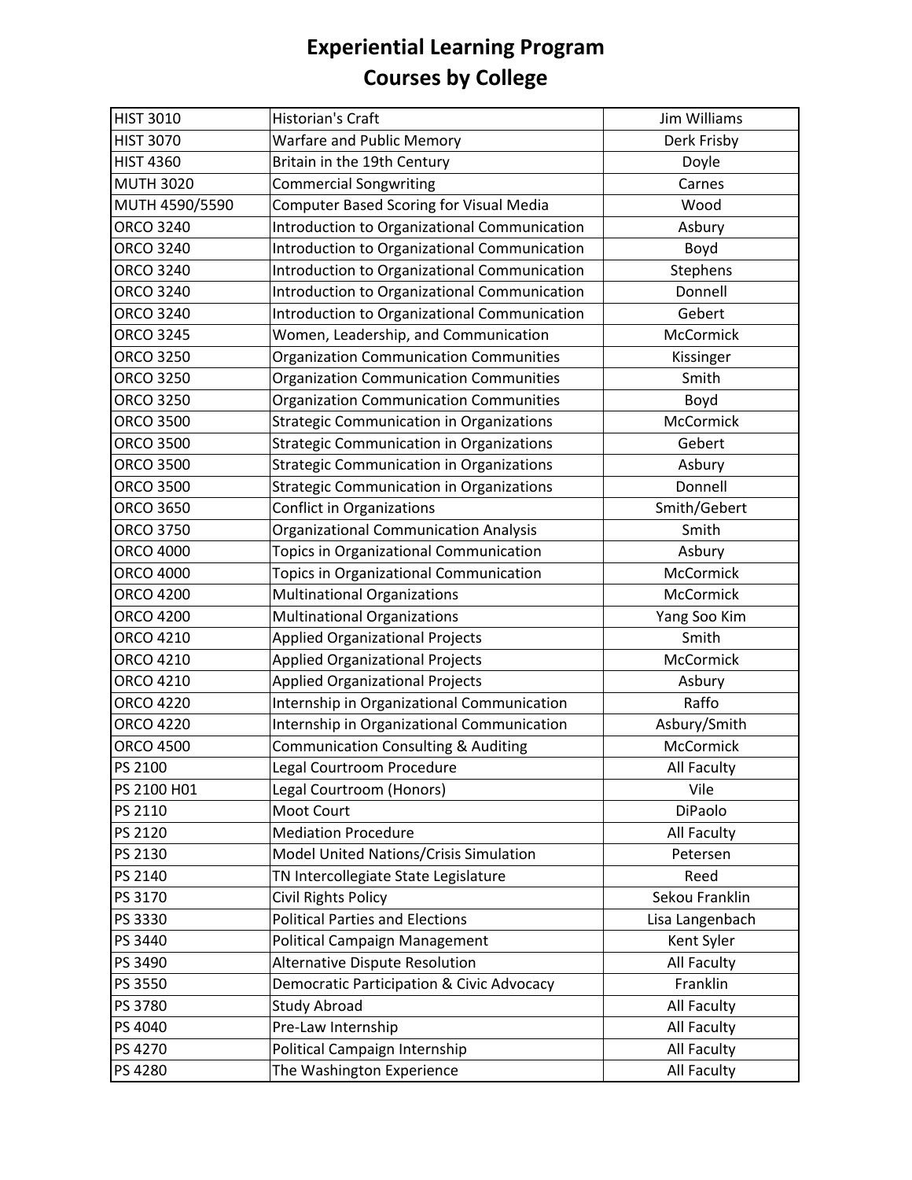# Experiential Learning Program
## Courses by College

| | | |
|---|---|---|
| HIST 3010 | Historian's Craft | Jim Williams |
| HIST 3070 | Warfare and Public Memory | Derk Frisby |
| HIST 4360 | Britain in the 19th Century | Doyle |
| MUTH 3020 | Commercial Songwriting | Carnes |
| MUTH 4590/5590 | Computer Based Scoring for Visual Media | Wood |
| ORCO 3240 | Introduction to Organizational Communication | Asbury |
| ORCO 3240 | Introduction to Organizational Communication | Boyd |
| ORCO 3240 | Introduction to Organizational Communication | Stephens |
| ORCO 3240 | Introduction to Organizational Communication | Donnell |
| ORCO 3240 | Introduction to Organizational Communication | Gebert |
| ORCO 3245 | Women, Leadership, and Communication | McCormick |
| ORCO 3250 | Organization Communication Communities | Kissinger |
| ORCO 3250 | Organization Communication Communities | Smith |
| ORCO 3250 | Organization Communication Communities | Boyd |
| ORCO 3500 | Strategic Communication in Organizations | McCormick |
| ORCO 3500 | Strategic Communication in Organizations | Gebert |
| ORCO 3500 | Strategic Communication in Organizations | Asbury |
| ORCO 3500 | Strategic Communication in Organizations | Donnell |
| ORCO 3650 | Conflict in Organizations | Smith/Gebert |
| ORCO 3750 | Organizational Communication Analysis | Smith |
| ORCO 4000 | Topics in Organizational Communication | Asbury |
| ORCO 4000 | Topics in Organizational Communication | McCormick |
| ORCO 4200 | Multinational Organizations | McCormick |
| ORCO 4200 | Multinational Organizations | Yang Soo Kim |
| ORCO 4210 | Applied Organizational Projects | Smith |
| ORCO 4210 | Applied Organizational Projects | McCormick |
| ORCO 4210 | Applied Organizational Projects | Asbury |
| ORCO 4220 | Internship in Organizational Communication | Raffo |
| ORCO 4220 | Internship in Organizational Communication | Asbury/Smith |
| ORCO 4500 | Communication Consulting & Auditing | McCormick |
| PS 2100 | Legal Courtroom Procedure | All Faculty |
| PS 2100 H01 | Legal Courtroom (Honors) | Vile |
| PS 2110 | Moot Court | DiPaolo |
| PS 2120 | Mediation Procedure | All Faculty |
| PS 2130 | Model United Nations/Crisis Simulation | Petersen |
| PS 2140 | TN Intercollegiate State Legislature | Reed |
| PS 3170 | Civil Rights Policy | Sekou Franklin |
| PS 3330 | Political Parties and Elections | Lisa Langenbach |
| PS 3440 | Political Campaign Management | Kent Syler |
| PS 3490 | Alternative Dispute Resolution | All Faculty |
| PS 3550 | Democratic Participation & Civic Advocacy | Franklin |
| PS 3780 | Study Abroad | All Faculty |
| PS 4040 | Pre-Law Internship | All Faculty |
| PS 4270 | Political Campaign Internship | All Faculty |
| PS 4280 | The Washington Experience | All Faculty |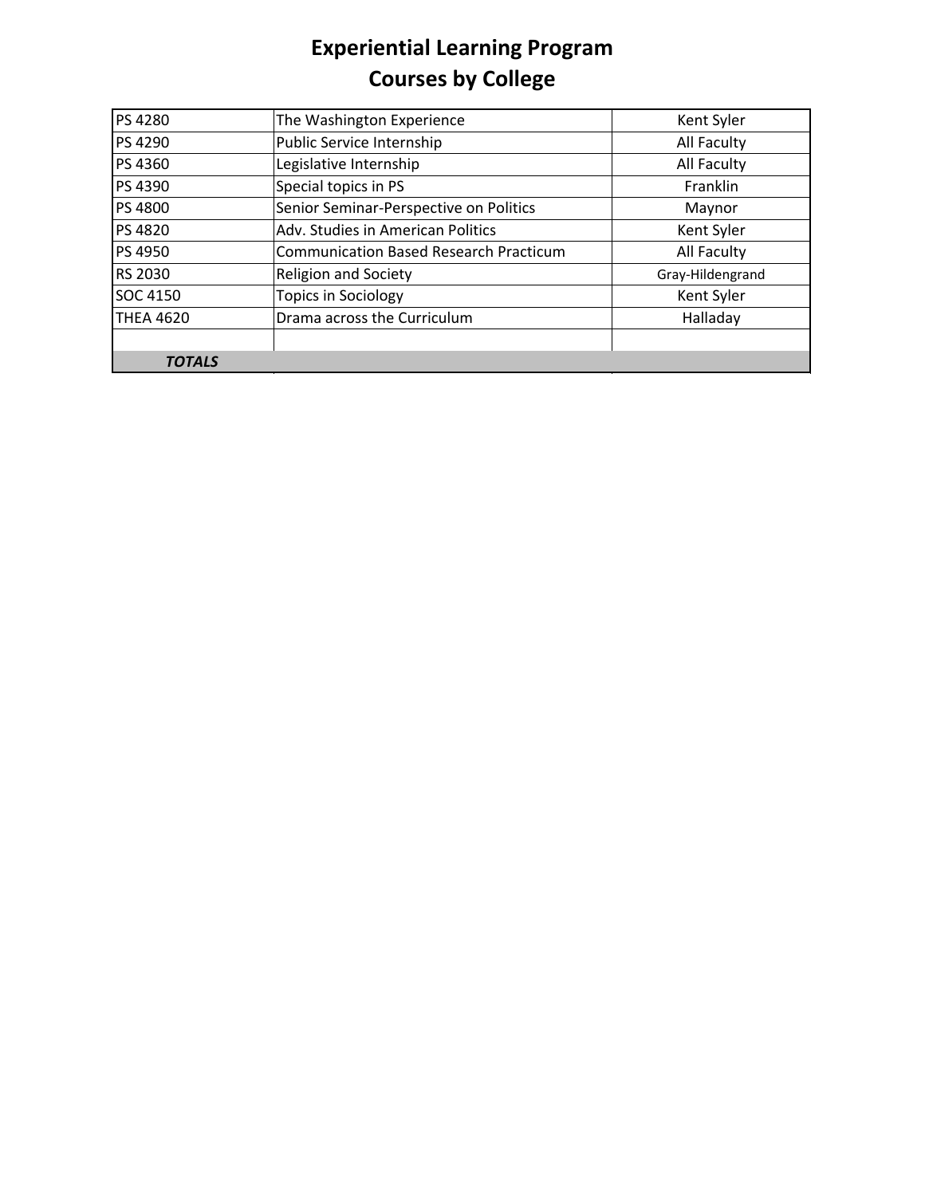# Experiential Learning Program
## Courses by College

| | | |
|---|---|---|
| PS 4280 | The Washington Experience | Kent Syler |
| PS 4290 | Public Service Internship | All Faculty |
| PS 4360 | Legislative Internship | All Faculty |
| PS 4390 | Special topics in PS | Franklin |
| PS 4800 | Senior Seminar-Perspective on Politics | Maynor |
| PS 4820 | Adv. Studies in American Politics | Kent Syler |
| PS 4950 | Communication Based Research Practicum | All Faculty |
| RS 2030 | Religion and Society | Gray-Hildengrand |
| SOC 4150 | Topics in Sociology | Kent Syler |
| THEA 4620 | Drama across the Curriculum | Halladay |
| | | |
| ***TOTALS*** | | |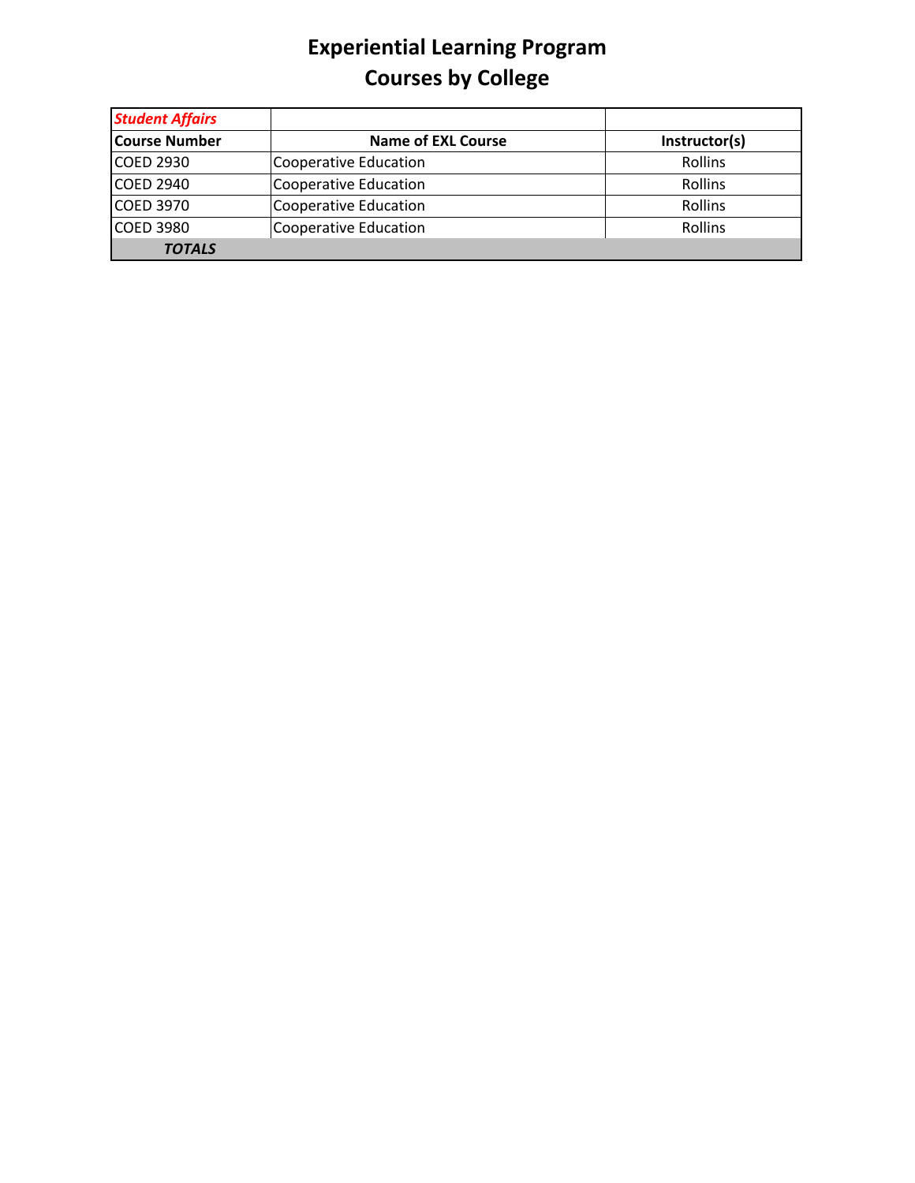# Experiential Learning Program
## Courses by College

| ***Student Affairs*** | | |
|---|---|---|
| **Course Number** | **Name of EXL Course** | **Instructor(s)** |
| COED 2930 | Cooperative Education | Rollins |
| COED 2940 | Cooperative Education | Rollins |
| COED 3970 | Cooperative Education | Rollins |
| COED 3980 | Cooperative Education | Rollins |
| ***TOTALS*** | | |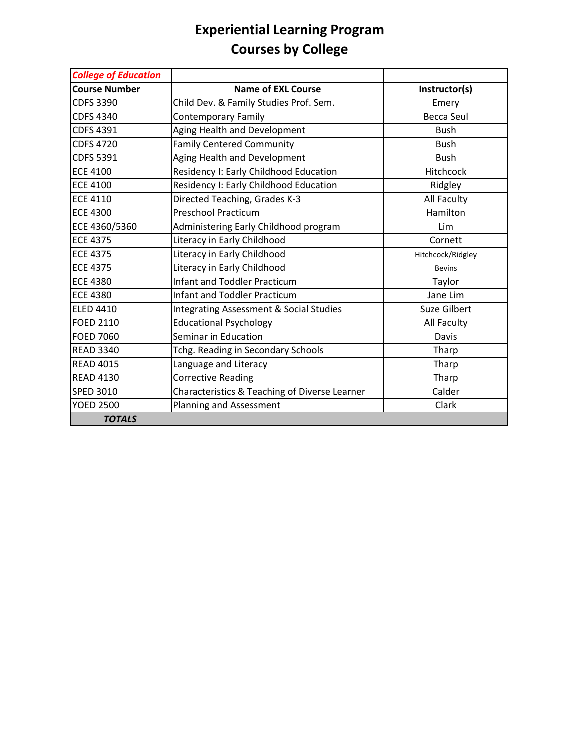# Experiential Learning Program
## Courses by College

| *College of Education* | | |
|---|---|---|
| **Course Number** | **Name of EXL Course** | **Instructor(s)** |
| CDFS 3390 | Child Dev. & Family Studies Prof. Sem. | Emery |
| CDFS 4340 | Contemporary Family | Becca Seul |
| CDFS 4391 | Aging Health and Development | Bush |
| CDFS 4720 | Family Centered Community | Bush |
| CDFS 5391 | Aging Health and Development | Bush |
| ECE 4100 | Residency I: Early Childhood Education | Hitchcock |
| ECE 4100 | Residency I: Early Childhood Education | Ridgley |
| ECE 4110 | Directed Teaching, Grades K-3 | All Faculty |
| ECE 4300 | Preschool Practicum | Hamilton |
| ECE 4360/5360 | Administering Early Childhood program | Lim |
| ECE 4375 | Literacy in Early Childhood | Cornett |
| ECE 4375 | Literacy in Early Childhood | Hitchcock/Ridgley |
| ECE 4375 | Literacy in Early Childhood | Bevins |
| ECE 4380 | Infant and Toddler Practicum | Taylor |
| ECE 4380 | Infant and Toddler Practicum | Jane Lim |
| ELED 4410 | Integrating Assessment & Social Studies | Suze Gilbert |
| FOED 2110 | Educational Psychology | All Faculty |
| FOED 7060 | Seminar in Education | Davis |
| READ 3340 | Tchg. Reading in Secondary Schools | Tharp |
| READ 4015 | Language and Literacy | Tharp |
| READ 4130 | Corrective Reading | Tharp |
| SPED 3010 | Characteristics & Teaching of Diverse Learner | Calder |
| YOED 2500 | Planning and Assessment | Clark |
| ***TOTALS*** | | |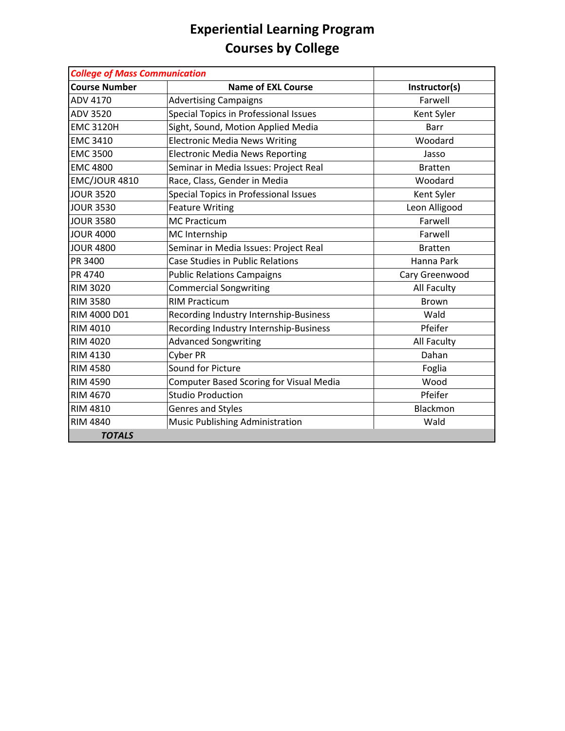# Experiential Learning Program
## Courses by College

| *College of Mass Communication* | | |
|---|---|---|
| **Course Number** | **Name of EXL Course** | **Instructor(s)** |
| ADV 4170 | Advertising Campaigns | Farwell |
| ADV 3520 | Special Topics in Professional Issues | Kent Syler |
| EMC 3120H | Sight, Sound, Motion Applied Media | Barr |
| EMC 3410 | Electronic Media News Writing | Woodard |
| EMC 3500 | Electronic Media News Reporting | Jasso |
| EMC 4800 | Seminar in Media Issues: Project Real | Bratten |
| EMC/JOUR 4810 | Race, Class, Gender in Media | Woodard |
| JOUR 3520 | Special Topics in Professional Issues | Kent Syler |
| JOUR 3530 | Feature Writing | Leon Alligood |
| JOUR 3580 | MC Practicum | Farwell |
| JOUR 4000 | MC Internship | Farwell |
| JOUR 4800 | Seminar in Media Issues: Project Real | Bratten |
| PR 3400 | Case Studies in Public Relations | Hanna Park |
| PR 4740 | Public Relations Campaigns | Cary Greenwood |
| RIM 3020 | Commercial Songwriting | All Faculty |
| RIM 3580 | RIM Practicum | Brown |
| RIM 4000 D01 | Recording Industry Internship-Business | Wald |
| RIM 4010 | Recording Industry Internship-Business | Pfeifer |
| RIM 4020 | Advanced Songwriting | All Faculty |
| RIM 4130 | Cyber PR | Dahan |
| RIM 4580 | Sound for Picture | Foglia |
| RIM 4590 | Computer Based Scoring for Visual Media | Wood |
| RIM 4670 | Studio Production | Pfeifer |
| RIM 4810 | Genres and Styles | Blackmon |
| RIM 4840 | Music Publishing Administration | Wald |
| ***TOTALS*** | | |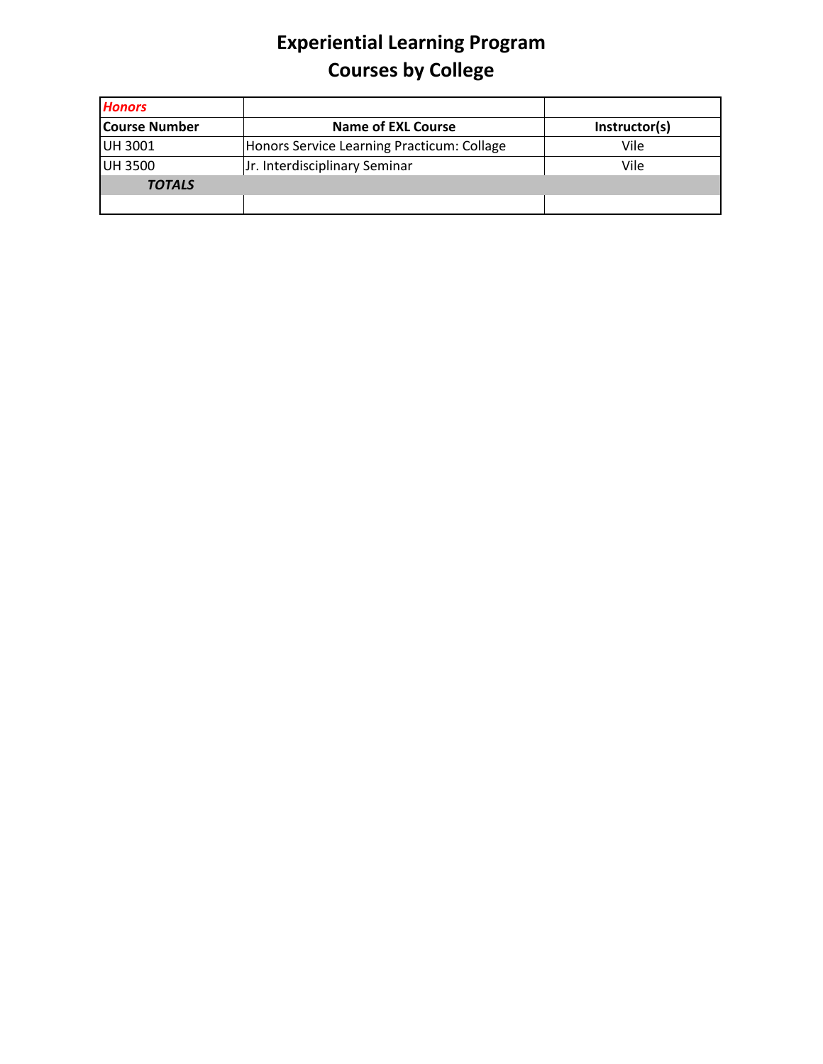# Experiential Learning Program
## Courses by College

| *Honors* | | |
|---|---|---|
| **Course Number** | **Name of EXL Course** | **Instructor(s)** |
| UH 3001 | Honors Service Learning Practicum: Collage | Vile |
| UH 3500 | Jr. Interdisciplinary Seminar | Vile |
| ***TOTALS*** | | |
| | | |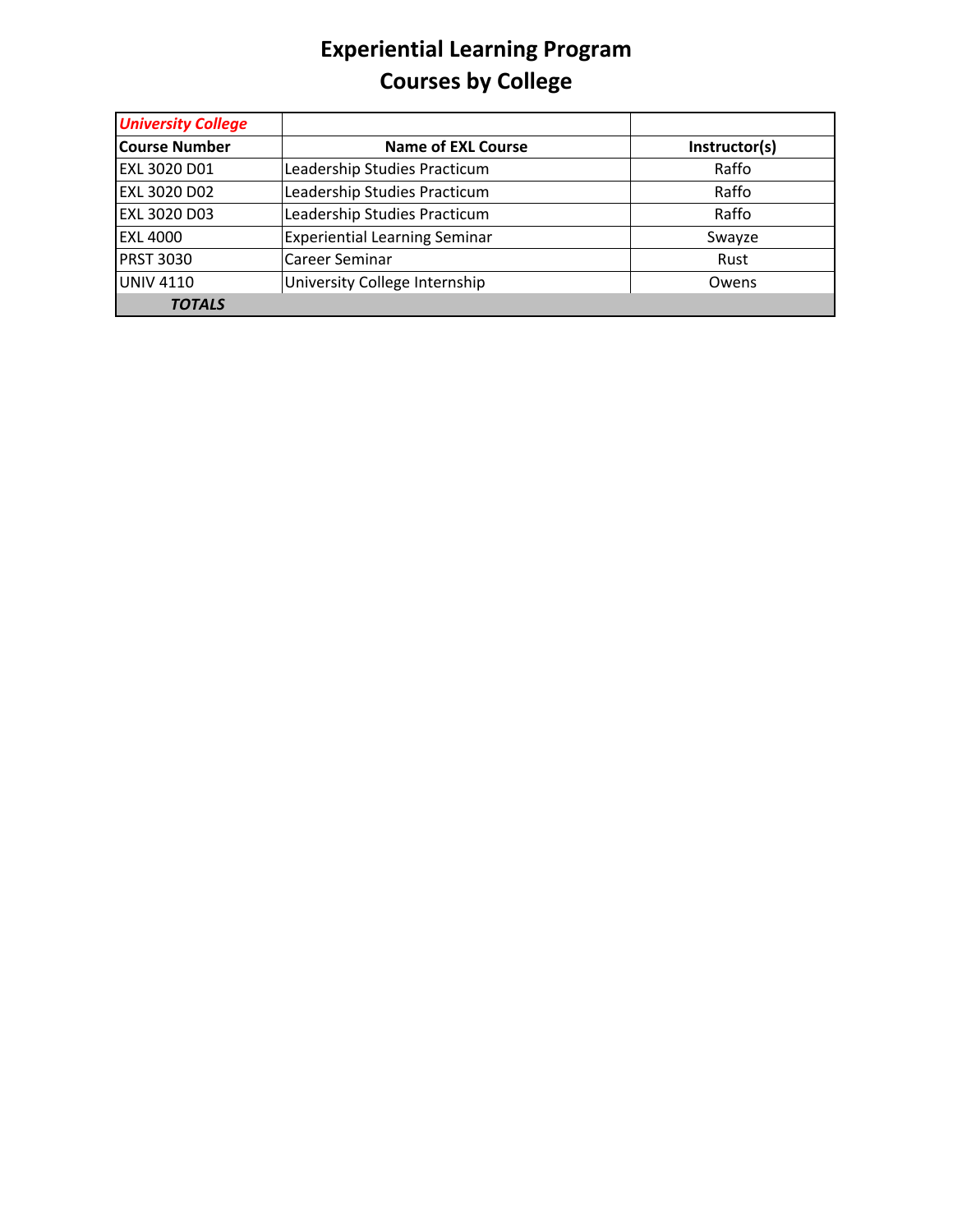# Experiential Learning Program
## Courses by College

| *University College* | | |
|---|---|---|
| **Course Number** | **Name of EXL Course** | **Instructor(s)** |
| EXL 3020 D01 | Leadership Studies Practicum | Raffo |
| EXL 3020 D02 | Leadership Studies Practicum | Raffo |
| EXL 3020 D03 | Leadership Studies Practicum | Raffo |
| EXL 4000 | Experiential Learning Seminar | Swayze |
| PRST 3030 | Career Seminar | Rust |
| UNIV 4110 | University College Internship | Owens |
| ***TOTALS*** | | |